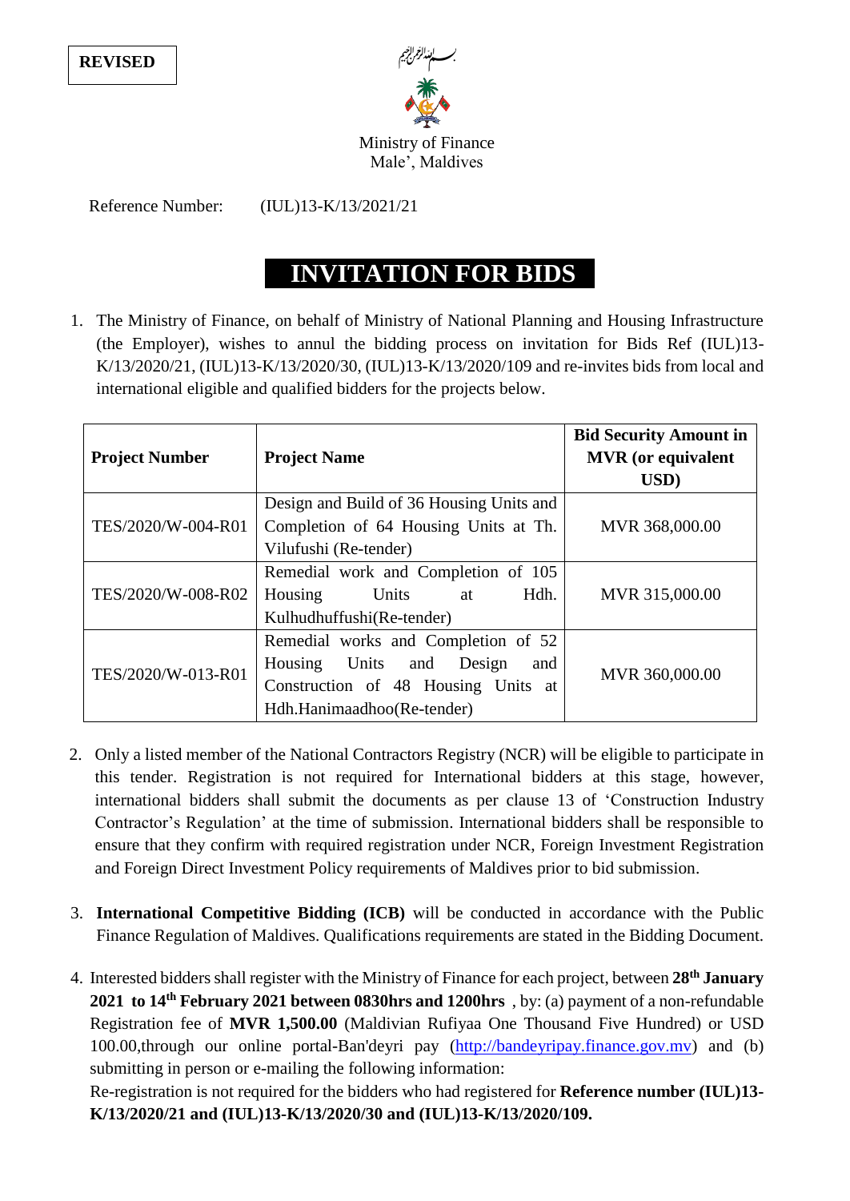**REVISED**

بسم الله الرحمن الرحيم

Ministry of Finance
Male', Maldives

Reference Number: (IUL)13-K/13/2021/21

# INVITATION FOR BIDS

1. The Ministry of Finance, on behalf of Ministry of National Planning and Housing Infrastructure (the Employer), wishes to annul the bidding process on invitation for Bids Ref (IUL)13-K/13/2020/21, (IUL)13-K/13/2020/30, (IUL)13-K/13/2020/109 and re-invites bids from local and international eligible and qualified bidders for the projects below.

| Project Number | Project Name | Bid Security Amount in MVR (or equivalent USD) |
|---|---|---|
| TES/2020/W-004-R01 | Design and Build of 36 Housing Units and Completion of 64 Housing Units at Th. Vilufushi (Re-tender) | MVR 368,000.00 |
| TES/2020/W-008-R02 | Remedial work and Completion of 105 Housing Units at Hdh. Kulhudhuffushi(Re-tender) | MVR 315,000.00 |
| TES/2020/W-013-R01 | Remedial works and Completion of 52 Housing Units and Design and Construction of 48 Housing Units at Hdh.Hanimaadhoo(Re-tender) | MVR 360,000.00 |

2. Only a listed member of the National Contractors Registry (NCR) will be eligible to participate in this tender. Registration is not required for International bidders at this stage, however, international bidders shall submit the documents as per clause 13 of 'Construction Industry Contractor's Regulation' at the time of submission. International bidders shall be responsible to ensure that they confirm with required registration under NCR, Foreign Investment Registration and Foreign Direct Investment Policy requirements of Maldives prior to bid submission.

3. **International Competitive Bidding (ICB)** will be conducted in accordance with the Public Finance Regulation of Maldives. Qualifications requirements are stated in the Bidding Document.

4. Interested bidders shall register with the Ministry of Finance for each project, between **28th January 2021 to 14th February 2021 between 0830hrs and 1200hrs** , by: (a) payment of a non-refundable Registration fee of **MVR 1,500.00** (Maldivian Rufiyaa One Thousand Five Hundred) or USD 100.00,through our online portal-Ban'deyri pay (http://bandeyripay.finance.gov.mv) and (b) submitting in person or e-mailing the following information:
   Re-registration is not required for the bidders who had registered for **Reference number (IUL)13-K/13/2020/21 and (IUL)13-K/13/2020/30 and (IUL)13-K/13/2020/109.**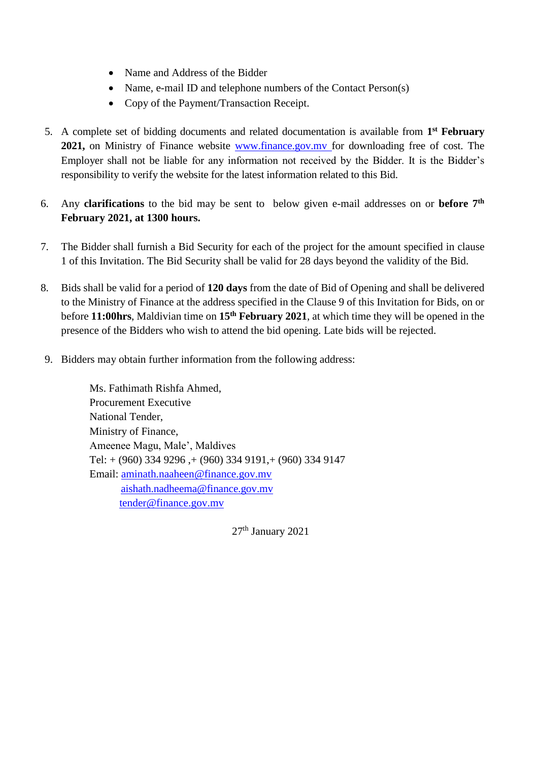- Name and Address of the Bidder
- Name, e-mail ID and telephone numbers of the Contact Person(s)
- Copy of the Payment/Transaction Receipt.

5. A complete set of bidding documents and related documentation is available from **1st February 2021,** on Ministry of Finance website www.finance.gov.mv for downloading free of cost. The Employer shall not be liable for any information not received by the Bidder. It is the Bidder's responsibility to verify the website for the latest information related to this Bid.

6. Any **clarifications** to the bid may be sent to below given e-mail addresses on or **before 7th February 2021, at 1300 hours.**

7. The Bidder shall furnish a Bid Security for each of the project for the amount specified in clause 1 of this Invitation. The Bid Security shall be valid for 28 days beyond the validity of the Bid.

8. Bids shall be valid for a period of **120 days** from the date of Bid of Opening and shall be delivered to the Ministry of Finance at the address specified in the Clause 9 of this Invitation for Bids, on or before **11:00hrs**, Maldivian time on **15th February 2021**, at which time they will be opened in the presence of the Bidders who wish to attend the bid opening. Late bids will be rejected.

9. Bidders may obtain further information from the following address:

   Ms. Fathimath Rishfa Ahmed,
   Procurement Executive
   National Tender,
   Ministry of Finance,
   Ameenee Magu, Male', Maldives
   Tel: + (960) 334 9296 ,+ (960) 334 9191,+ (960) 334 9147
   Email: aminath.naaheen@finance.gov.mv
   aishath.nadheema@finance.gov.mv
   tender@finance.gov.mv

27th January 2021